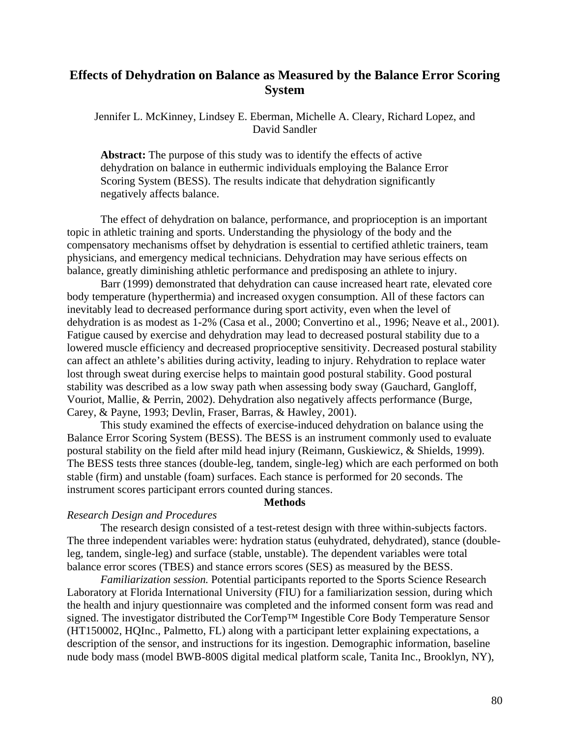# Effects of Dehydration on Balance as Measured by the Balance Error Scoring System

Jennifer L. McKinney, Lindsey E. Eberman, Michelle A. Cleary, Richard Lopez, and David Sandler

**Abstract:** The purpose of this study was to identify the effects of active dehydration on balance in euthermic individuals employing the Balance Error Scoring System (BESS). The results indicate that dehydration significantly negatively affects balance.

The effect of dehydration on balance, performance, and proprioception is an important topic in athletic training and sports. Understanding the physiology of the body and the compensatory mechanisms offset by dehydration is essential to certified athletic trainers, team physicians, and emergency medical technicians. Dehydration may have serious effects on balance, greatly diminishing athletic performance and predisposing an athlete to injury.

Barr (1999) demonstrated that dehydration can cause increased heart rate, elevated core body temperature (hyperthermia) and increased oxygen consumption. All of these factors can inevitably lead to decreased performance during sport activity, even when the level of dehydration is as modest as 1-2% (Casa et al., 2000; Convertino et al., 1996; Neave et al., 2001). Fatigue caused by exercise and dehydration may lead to decreased postural stability due to a lowered muscle efficiency and decreased proprioceptive sensitivity. Decreased postural stability can affect an athlete's abilities during activity, leading to injury. Rehydration to replace water lost through sweat during exercise helps to maintain good postural stability. Good postural stability was described as a low sway path when assessing body sway (Gauchard, Gangloff, Vouriot, Mallie, & Perrin, 2002). Dehydration also negatively affects performance (Burge, Carey, & Payne, 1993; Devlin, Fraser, Barras, & Hawley, 2001).

This study examined the effects of exercise-induced dehydration on balance using the Balance Error Scoring System (BESS). The BESS is an instrument commonly used to evaluate postural stability on the field after mild head injury (Reimann, Guskiewicz, & Shields, 1999). The BESS tests three stances (double-leg, tandem, single-leg) which are each performed on both stable (firm) and unstable (foam) surfaces. Each stance is performed for 20 seconds. The instrument scores participant errors counted during stances.

## Methods

### *Research Design and Procedures*

The research design consisted of a test-retest design with three within-subjects factors. The three independent variables were: hydration status (euhydrated, dehydrated), stance (double-leg, tandem, single-leg) and surface (stable, unstable). The dependent variables were total balance error scores (TBES) and stance errors scores (SES) as measured by the BESS.

*Familiarization session.* Potential participants reported to the Sports Science Research Laboratory at Florida International University (FIU) for a familiarization session, during which the health and injury questionnaire was completed and the informed consent form was read and signed. The investigator distributed the CorTemp™ Ingestible Core Body Temperature Sensor (HT150002, HQInc., Palmetto, FL) along with a participant letter explaining expectations, a description of the sensor, and instructions for its ingestion. Demographic information, baseline nude body mass (model BWB-800S digital medical platform scale, Tanita Inc., Brooklyn, NY),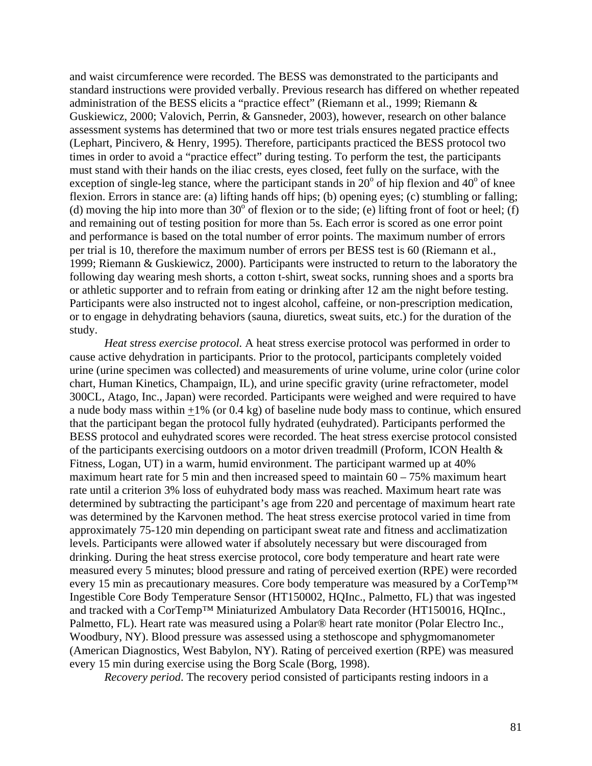and waist circumference were recorded. The BESS was demonstrated to the participants and standard instructions were provided verbally. Previous research has differed on whether repeated administration of the BESS elicits a "practice effect" (Riemann et al., 1999; Riemann & Guskiewicz, 2000; Valovich, Perrin, & Gansneder, 2003), however, research on other balance assessment systems has determined that two or more test trials ensures negated practice effects (Lephart, Pincivero, & Henry, 1995). Therefore, participants practiced the BESS protocol two times in order to avoid a "practice effect" during testing. To perform the test, the participants must stand with their hands on the iliac crests, eyes closed, feet fully on the surface, with the exception of single-leg stance, where the participant stands in $20^{o}$ of hip flexion and $40^{o}$ of knee flexion. Errors in stance are: (a) lifting hands off hips; (b) opening eyes; (c) stumbling or falling; (d) moving the hip into more than $30^{o}$ of flexion or to the side; (e) lifting front of foot or heel; (f) and remaining out of testing position for more than 5s. Each error is scored as one error point and performance is based on the total number of error points. The maximum number of errors per trial is 10, therefore the maximum number of errors per BESS test is 60 (Riemann et al., 1999; Riemann & Guskiewicz, 2000). Participants were instructed to return to the laboratory the following day wearing mesh shorts, a cotton t-shirt, sweat socks, running shoes and a sports bra or athletic supporter and to refrain from eating or drinking after 12 am the night before testing. Participants were also instructed not to ingest alcohol, caffeine, or non-prescription medication, or to engage in dehydrating behaviors (sauna, diuretics, sweat suits, etc.) for the duration of the study.

*Heat stress exercise protocol.* A heat stress exercise protocol was performed in order to cause active dehydration in participants. Prior to the protocol, participants completely voided urine (urine specimen was collected) and measurements of urine volume, urine color (urine color chart, Human Kinetics, Champaign, IL), and urine specific gravity (urine refractometer, model 300CL, Atago, Inc., Japan) were recorded. Participants were weighed and were required to have a nude body mass within $\pm$1% (or 0.4 kg) of baseline nude body mass to continue, which ensured that the participant began the protocol fully hydrated (euhydrated). Participants performed the BESS protocol and euhydrated scores were recorded. The heat stress exercise protocol consisted of the participants exercising outdoors on a motor driven treadmill (Proform, ICON Health & Fitness, Logan, UT) in a warm, humid environment. The participant warmed up at 40% maximum heart rate for 5 min and then increased speed to maintain 60 – 75% maximum heart rate until a criterion 3% loss of euhydrated body mass was reached. Maximum heart rate was determined by subtracting the participant's age from 220 and percentage of maximum heart rate was determined by the Karvonen method. The heat stress exercise protocol varied in time from approximately 75-120 min depending on participant sweat rate and fitness and acclimatization levels. Participants were allowed water if absolutely necessary but were discouraged from drinking. During the heat stress exercise protocol, core body temperature and heart rate were measured every 5 minutes; blood pressure and rating of perceived exertion (RPE) were recorded every 15 min as precautionary measures. Core body temperature was measured by a CorTemp™ Ingestible Core Body Temperature Sensor (HT150002, HQInc., Palmetto, FL) that was ingested and tracked with a CorTemp™ Miniaturized Ambulatory Data Recorder (HT150016, HQInc., Palmetto, FL). Heart rate was measured using a Polar® heart rate monitor (Polar Electro Inc., Woodbury, NY). Blood pressure was assessed using a stethoscope and sphygmomanometer (American Diagnostics, West Babylon, NY). Rating of perceived exertion (RPE) was measured every 15 min during exercise using the Borg Scale (Borg, 1998).

*Recovery period.* The recovery period consisted of participants resting indoors in a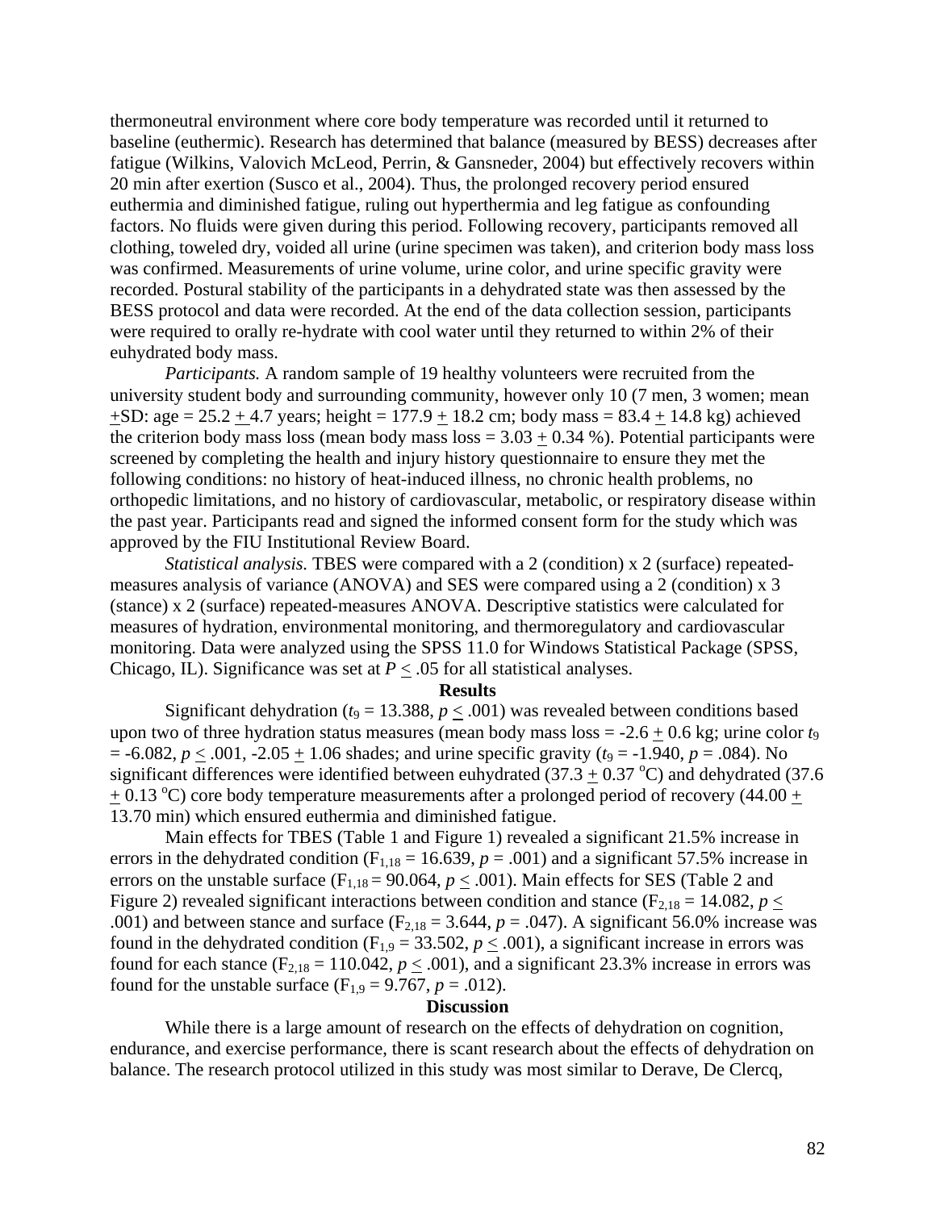thermoneutral environment where core body temperature was recorded until it returned to baseline (euthermic). Research has determined that balance (measured by BESS) decreases after fatigue (Wilkins, Valovich McLeod, Perrin, & Gansneder, 2004) but effectively recovers within 20 min after exertion (Susco et al., 2004). Thus, the prolonged recovery period ensured euthermia and diminished fatigue, ruling out hyperthermia and leg fatigue as confounding factors. No fluids were given during this period. Following recovery, participants removed all clothing, toweled dry, voided all urine (urine specimen was taken), and criterion body mass loss was confirmed. Measurements of urine volume, urine color, and urine specific gravity were recorded. Postural stability of the participants in a dehydrated state was then assessed by the BESS protocol and data were recorded. At the end of the data collection session, participants were required to orally re-hydrate with cool water until they returned to within 2% of their euhydrated body mass.

*Participants.* A random sample of 19 healthy volunteers were recruited from the university student body and surrounding community, however only 10 (7 men, 3 women; mean $\pm$SD: age = 25.2 $\pm$ 4.7 years; height = 177.9 $\pm$ 18.2 cm; body mass = 83.4 $\pm$ 14.8 kg) achieved the criterion body mass loss (mean body mass loss = 3.03 $\pm$ 0.34 %). Potential participants were screened by completing the health and injury history questionnaire to ensure they met the following conditions: no history of heat-induced illness, no chronic health problems, no orthopedic limitations, and no history of cardiovascular, metabolic, or respiratory disease within the past year. Participants read and signed the informed consent form for the study which was approved by the FIU Institutional Review Board.

*Statistical analysis.* TBES were compared with a 2 (condition) x 2 (surface) repeated-measures analysis of variance (ANOVA) and SES were compared using a 2 (condition) x 3 (stance) x 2 (surface) repeated-measures ANOVA. Descriptive statistics were calculated for measures of hydration, environmental monitoring, and thermoregulatory and cardiovascular monitoring. Data were analyzed using the SPSS 11.0 for Windows Statistical Package (SPSS, Chicago, IL). Significance was set at $P \leq .05$ for all statistical analyses.

## Results

Significant dehydration ($t_9 = 13.388$, $p \leq .001$) was revealed between conditions based upon two of three hydration status measures (mean body mass loss = -2.6 $\pm$ 0.6 kg; urine color $t_9 = -6.082$, $p \leq .001$, -2.05 $\pm$ 1.06 shades; and urine specific gravity ($t_9 = -1.940$, $p = .084$). No significant differences were identified between euhydrated (37.3 $\pm$ 0.37 $^{o}$C) and dehydrated (37.6 $\pm$ 0.13 $^{o}$C) core body temperature measurements after a prolonged period of recovery (44.00 $\pm$ 13.70 min) which ensured euthermia and diminished fatigue.

Main effects for TBES (Table 1 and Figure 1) revealed a significant 21.5% increase in errors in the dehydrated condition ($F_{1,18} = 16.639$, $p = .001$) and a significant 57.5% increase in errors on the unstable surface ($F_{1,18} = 90.064$, $p \leq .001$). Main effects for SES (Table 2 and Figure 2) revealed significant interactions between condition and stance ($F_{2,18} = 14.082$, $p \leq .001$) and between stance and surface ($F_{2,18} = 3.644$, $p = .047$). A significant 56.0% increase was found in the dehydrated condition ($F_{1,9} = 33.502$, $p \leq .001$), a significant increase in errors was found for each stance ($F_{2,18} = 110.042$, $p \leq .001$), and a significant 23.3% increase in errors was found for the unstable surface ($F_{1,9} = 9.767$, $p = .012$).

## Discussion

While there is a large amount of research on the effects of dehydration on cognition, endurance, and exercise performance, there is scant research about the effects of dehydration on balance. The research protocol utilized in this study was most similar to Derave, De Clercq,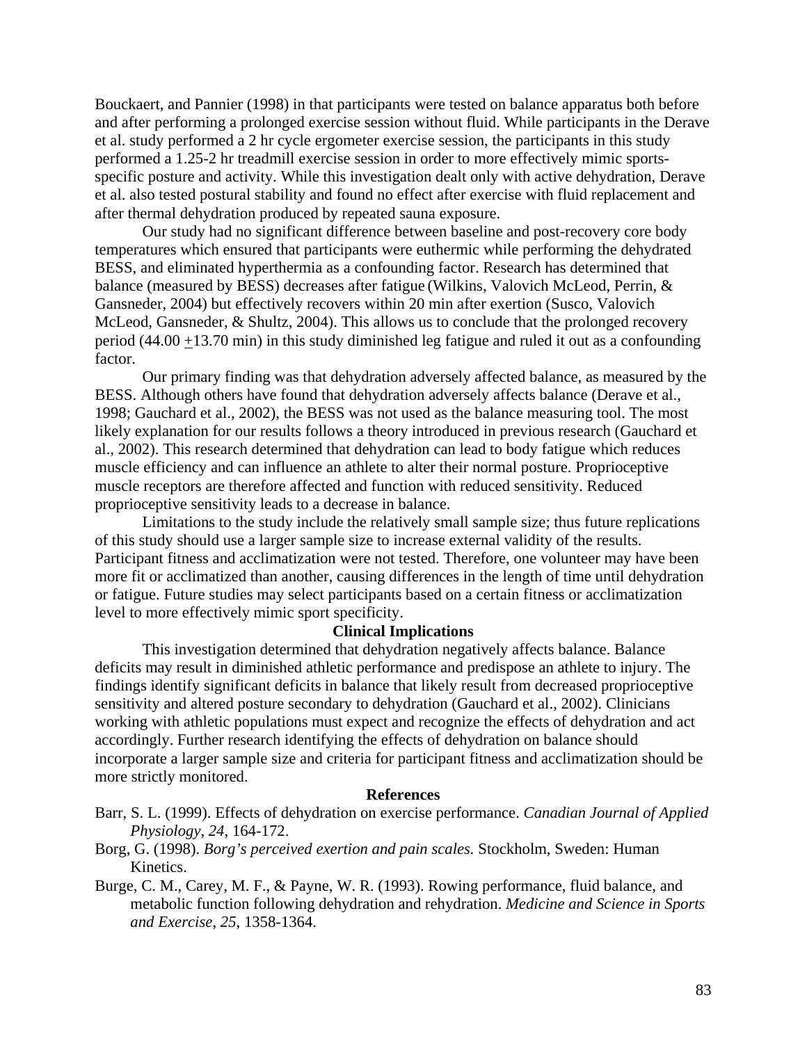Bouckaert, and Pannier (1998) in that participants were tested on balance apparatus both before and after performing a prolonged exercise session without fluid. While participants in the Derave et al. study performed a 2 hr cycle ergometer exercise session, the participants in this study performed a 1.25-2 hr treadmill exercise session in order to more effectively mimic sports-specific posture and activity. While this investigation dealt only with active dehydration, Derave et al. also tested postural stability and found no effect after exercise with fluid replacement and after thermal dehydration produced by repeated sauna exposure.

Our study had no significant difference between baseline and post-recovery core body temperatures which ensured that participants were euthermic while performing the dehydrated BESS, and eliminated hyperthermia as a confounding factor. Research has determined that balance (measured by BESS) decreases after fatigue (Wilkins, Valovich McLeod, Perrin, & Gansneder, 2004) but effectively recovers within 20 min after exertion (Susco, Valovich McLeod, Gansneder, & Shultz, 2004). This allows us to conclude that the prolonged recovery period (44.00 $\pm$13.70 min) in this study diminished leg fatigue and ruled it out as a confounding factor.

Our primary finding was that dehydration adversely affected balance, as measured by the BESS. Although others have found that dehydration adversely affects balance (Derave et al., 1998; Gauchard et al., 2002), the BESS was not used as the balance measuring tool. The most likely explanation for our results follows a theory introduced in previous research (Gauchard et al., 2002). This research determined that dehydration can lead to body fatigue which reduces muscle efficiency and can influence an athlete to alter their normal posture. Proprioceptive muscle receptors are therefore affected and function with reduced sensitivity. Reduced proprioceptive sensitivity leads to a decrease in balance.

Limitations to the study include the relatively small sample size; thus future replications of this study should use a larger sample size to increase external validity of the results. Participant fitness and acclimatization were not tested. Therefore, one volunteer may have been more fit or acclimatized than another, causing differences in the length of time until dehydration or fatigue. Future studies may select participants based on a certain fitness or acclimatization level to more effectively mimic sport specificity.

## Clinical Implications

This investigation determined that dehydration negatively affects balance. Balance deficits may result in diminished athletic performance and predispose an athlete to injury. The findings identify significant deficits in balance that likely result from decreased proprioceptive sensitivity and altered posture secondary to dehydration (Gauchard et al., 2002). Clinicians working with athletic populations must expect and recognize the effects of dehydration and act accordingly. Further research identifying the effects of dehydration on balance should incorporate a larger sample size and criteria for participant fitness and acclimatization should be more strictly monitored.

## References

Barr, S. L. (1999). Effects of dehydration on exercise performance. *Canadian Journal of Applied Physiology, 24*, 164-172.

Borg, G. (1998). *Borg's perceived exertion and pain scales.* Stockholm, Sweden: Human Kinetics.

Burge, C. M., Carey, M. F., & Payne, W. R. (1993). Rowing performance, fluid balance, and metabolic function following dehydration and rehydration. *Medicine and Science in Sports and Exercise, 25*, 1358-1364.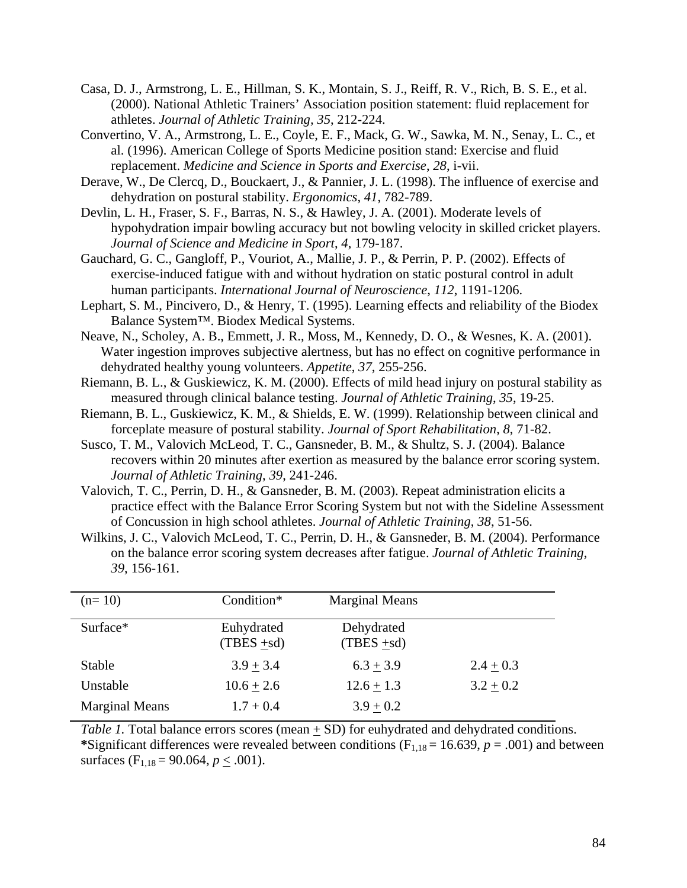Casa, D. J., Armstrong, L. E., Hillman, S. K., Montain, S. J., Reiff, R. V., Rich, B. S. E., et al. (2000). National Athletic Trainers' Association position statement: fluid replacement for athletes. *Journal of Athletic Training, 35*, 212-224.

Convertino, V. A., Armstrong, L. E., Coyle, E. F., Mack, G. W., Sawka, M. N., Senay, L. C., et al. (1996). American College of Sports Medicine position stand: Exercise and fluid replacement. *Medicine and Science in Sports and Exercise*, *28*, i-vii.

Derave, W., De Clercq, D., Bouckaert, J., & Pannier, J. L. (1998). The influence of exercise and dehydration on postural stability. *Ergonomics*, *41*, 782-789.

Devlin, L. H., Fraser, S. F., Barras, N. S., & Hawley, J. A. (2001). Moderate levels of hypohydration impair bowling accuracy but not bowling velocity in skilled cricket players. *Journal of Science and Medicine in Sport*, *4*, 179-187.

Gauchard, G. C., Gangloff, P., Vouriot, A., Mallie, J. P., & Perrin, P. P. (2002). Effects of exercise-induced fatigue with and without hydration on static postural control in adult human participants. *International Journal of Neuroscience*, *112*, 1191-1206.

Lephart, S. M., Pincivero, D., & Henry, T. (1995). Learning effects and reliability of the Biodex Balance System™. Biodex Medical Systems.

Neave, N., Scholey, A. B., Emmett, J. R., Moss, M., Kennedy, D. O., & Wesnes, K. A. (2001). Water ingestion improves subjective alertness, but has no effect on cognitive performance in dehydrated healthy young volunteers. *Appetite*, *37*, 255-256.

Riemann, B. L., & Guskiewicz, K. M. (2000). Effects of mild head injury on postural stability as measured through clinical balance testing. *Journal of Athletic Training*, *35*, 19-25.

Riemann, B. L., Guskiewicz, K. M., & Shields, E. W. (1999). Relationship between clinical and forceplate measure of postural stability. *Journal of Sport Rehabilitation*, *8*, 71-82.

Susco, T. M., Valovich McLeod, T. C., Gansneder, B. M., & Shultz, S. J. (2004). Balance recovers within 20 minutes after exertion as measured by the balance error scoring system. *Journal of Athletic Training*, *39*, 241-246.

Valovich, T. C., Perrin, D. H., & Gansneder, B. M. (2003). Repeat administration elicits a practice effect with the Balance Error Scoring System but not with the Sideline Assessment of Concussion in high school athletes. *Journal of Athletic Training*, *38*, 51-56.

Wilkins, J. C., Valovich McLeod, T. C., Perrin, D. H., & Gansneder, B. M. (2004). Performance on the balance error scoring system decreases after fatigue. *Journal of Athletic Training*, *39*, 156-161.

| (n= 10) | Condition* | Marginal Means | |
|---|---|---|---|
| Surface* | Euhydrated (TBES ±sd) | Dehydrated (TBES ±sd) | |
| Stable | 3.9 ± 3.4 | 6.3 ± 3.9 | 2.4 ± 0.3 |
| Unstable | 10.6 ± 2.6 | 12.6 ± 1.3 | 3.2 ± 0.2 |
| Marginal Means | 1.7 + 0.4 | 3.9 ± 0.2 | |

*Table 1.* Total balance errors scores (mean ± SD) for euhydrated and dehydrated conditions. **\***Significant differences were revealed between conditions ($F_{1,18} = 16.639$, $p = .001$) and between surfaces ($F_{1,18} = 90.064$, $p \leq .001$).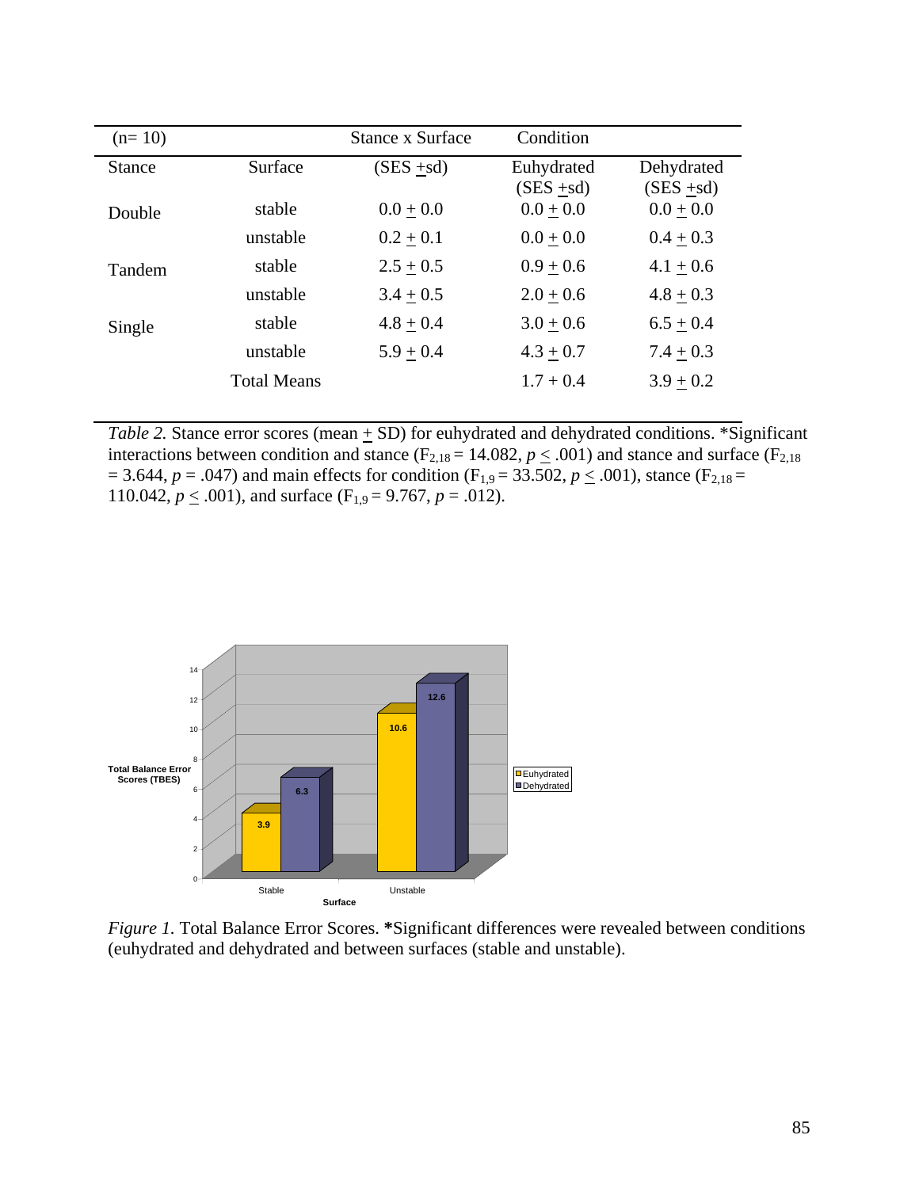| (n= 10) | | Stance x Surface | Condition | |
|---|---|---|---|---|
| Stance | Surface | (SES ±sd) | Euhydrated (SES ±sd) | Dehydrated (SES ±sd) |
| Double | stable | 0.0 ± 0.0 | 0.0 ± 0.0 | 0.0 ± 0.0 |
| | unstable | 0.2 ± 0.1 | 0.0 ± 0.0 | 0.4 ± 0.3 |
| Tandem | stable | 2.5 ± 0.5 | 0.9 ± 0.6 | 4.1 ± 0.6 |
| | unstable | 3.4 ± 0.5 | 2.0 ± 0.6 | 4.8 ± 0.3 |
| Single | stable | 4.8 ± 0.4 | 3.0 ± 0.6 | 6.5 ± 0.4 |
| | unstable | 5.9 ± 0.4 | 4.3 ± 0.7 | 7.4 ± 0.3 |
| | Total Means | | 1.7 + 0.4 | 3.9 ± 0.2 |

*Table 2.* Stance error scores (mean ± SD) for euhydrated and dehydrated conditions. *Significant interactions between condition and stance ($F_{2,18} = 14.082$, $p \leq .001$) and stance and surface ($F_{2,18} = 3.644$, $p = .047$) and main effects for condition ($F_{1,9} = 33.502$, $p \leq .001$), stance ($F_{2,18} = 110.042$, $p \leq .001$), and surface ($F_{1,9} = 9.767$, $p = .012$).

| Surface | Euhydrated | Dehydrated |
|---|---|---|
| Stable | 3.9 | 6.3 |
| Unstable | 10.6 | 12.6 |

*Figure 1.* Total Balance Error Scores. ***Significant differences were revealed between conditions (euhydrated and dehydrated and between surfaces (stable and unstable).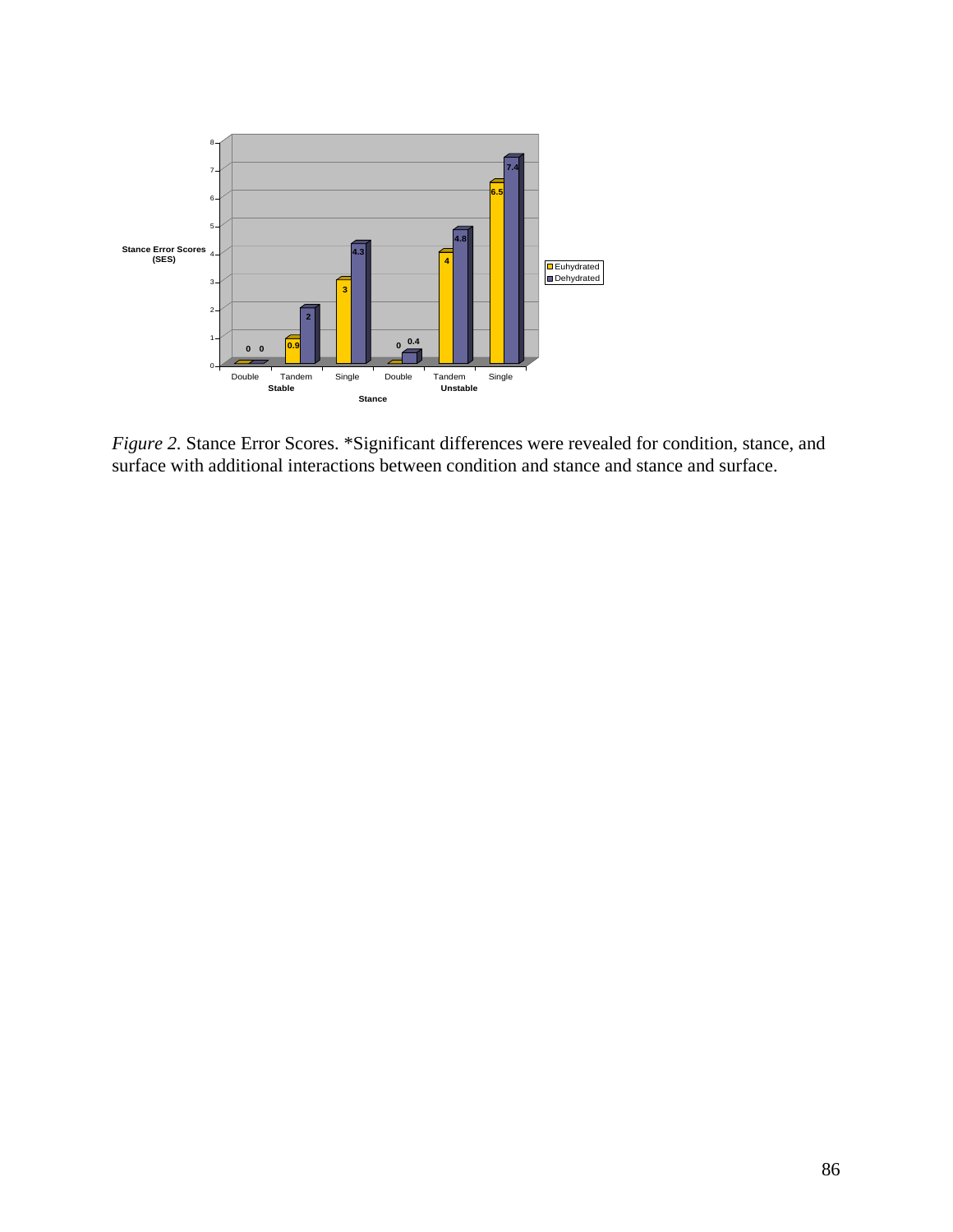Stance Error Scores (SES)

8
7
6
5
4
3
2
1
0

0 0
0.9 2
3 4.3
0 0.4
4 4.8
6.5 7.4

Double Tandem Single Double Tandem Single

Stable Unstable

Stance

Euhydrated
Dehydrated

*Figure 2.* Stance Error Scores. *Significant differences were revealed for condition, stance, and surface with additional interactions between condition and stance and stance and surface.